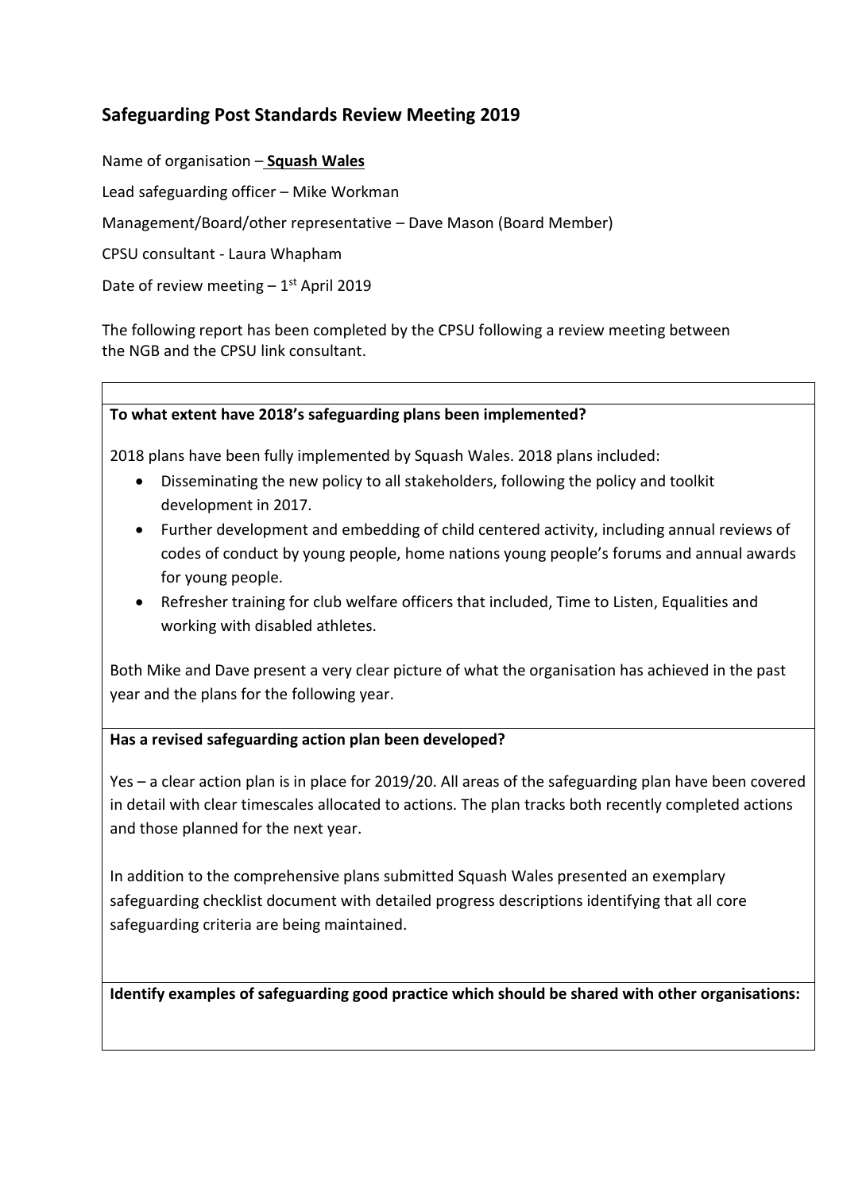## Safeguarding Post Standards Review Meeting 2019

Name of organisation – **Squash Wales**

Lead safeguarding officer – Mike Workman

Management/Board/other representative – Dave Mason (Board Member)

CPSU consultant - Laura Whapham

Date of review meeting – 1st April 2019

The following report has been completed by the CPSU following a review meeting between the NGB and the CPSU link consultant.

**To what extent have 2018's safeguarding plans been implemented?**

2018 plans have been fully implemented by Squash Wales. 2018 plans included:

- Disseminating the new policy to all stakeholders, following the policy and toolkit development in 2017.
- Further development and embedding of child centered activity, including annual reviews of codes of conduct by young people, home nations young people's forums and annual awards for young people.
- Refresher training for club welfare officers that included, Time to Listen, Equalities and working with disabled athletes.

Both Mike and Dave present a very clear picture of what the organisation has achieved in the past year and the plans for the following year.

**Has a revised safeguarding action plan been developed?**

Yes – a clear action plan is in place for 2019/20. All areas of the safeguarding plan have been covered in detail with clear timescales allocated to actions. The plan tracks both recently completed actions and those planned for the next year.

In addition to the comprehensive plans submitted Squash Wales presented an exemplary safeguarding checklist document with detailed progress descriptions identifying that all core safeguarding criteria are being maintained.

**Identify examples of safeguarding good practice which should be shared with other organisations:**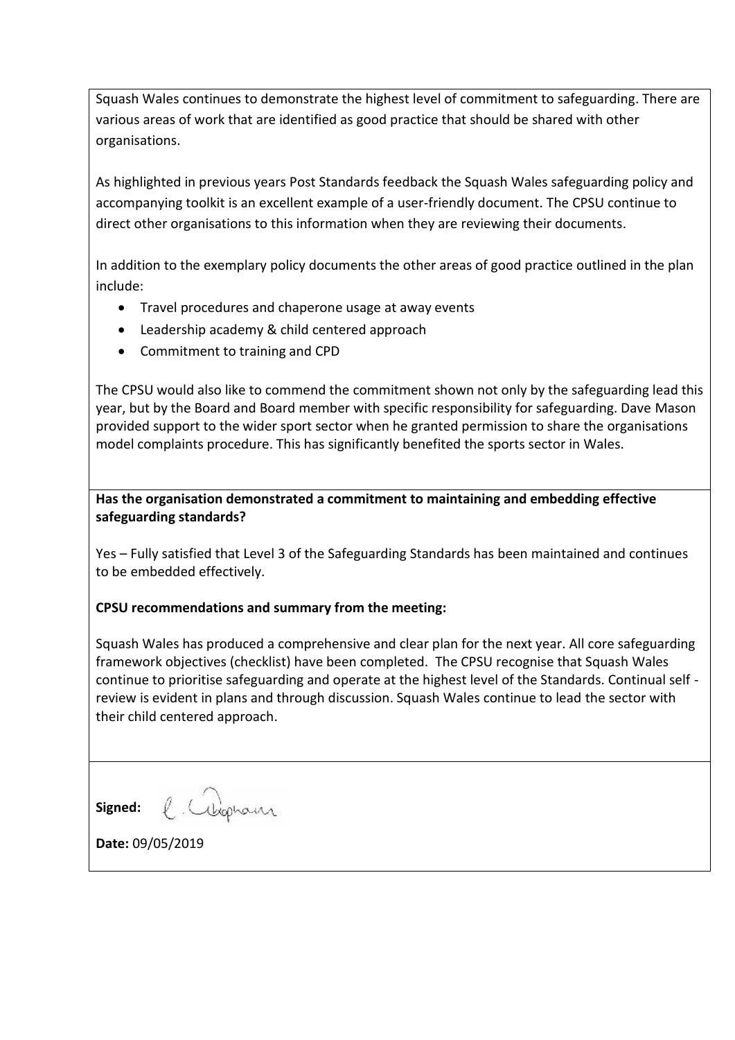Squash Wales continues to demonstrate the highest level of commitment to safeguarding. There are various areas of work that are identified as good practice that should be shared with other organisations.

As highlighted in previous years Post Standards feedback the Squash Wales safeguarding policy and accompanying toolkit is an excellent example of a user-friendly document. The CPSU continue to direct other organisations to this information when they are reviewing their documents.

In addition to the exemplary policy documents the other areas of good practice outlined in the plan include:

- Travel procedures and chaperone usage at away events
- Leadership academy & child centered approach
- Commitment to training and CPD

The CPSU would also like to commend the commitment shown not only by the safeguarding lead this year, but by the Board and Board member with specific responsibility for safeguarding. Dave Mason provided support to the wider sport sector when he granted permission to share the organisations model complaints procedure. This has significantly benefited the sports sector in Wales.

**Has the organisation demonstrated a commitment to maintaining and embedding effective safeguarding standards?**

Yes – Fully satisfied that Level 3 of the Safeguarding Standards has been maintained and continues to be embedded effectively.

**CPSU recommendations and summary from the meeting:**

Squash Wales has produced a comprehensive and clear plan for the next year. All core safeguarding framework objectives (checklist) have been completed. The CPSU recognise that Squash Wales continue to prioritise safeguarding and operate at the highest level of the Standards. Continual self - review is evident in plans and through discussion. Squash Wales continue to lead the sector with their child centered approach.

**Signed:** C. Clapham

**Date:** 09/05/2019